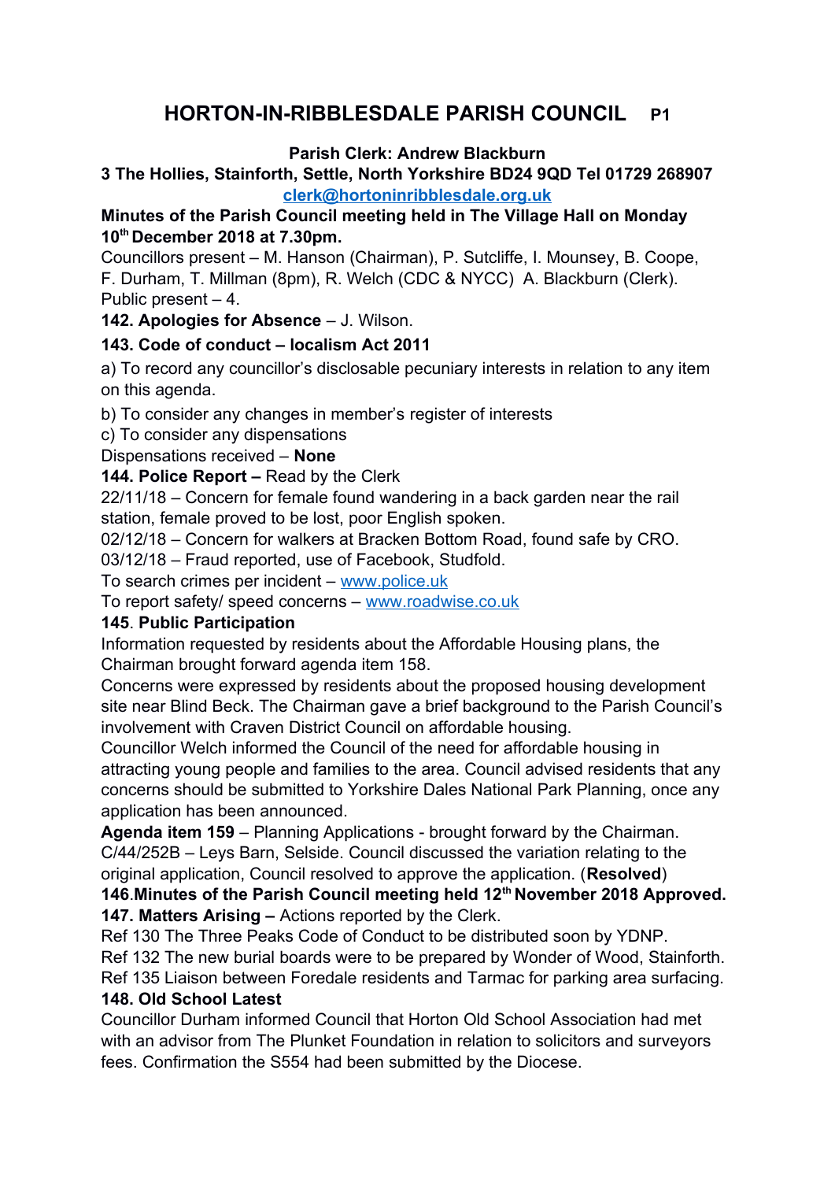# HORTON-IN-RIBBLESDALE PARISH COUNCIL

**Parish Clerk: Andrew Blackburn**

**3 The Hollies, Stainforth, Settle, North Yorkshire BD24 9QD Tel 01729 268907**

**clerk@hortoninribblesdale.org.uk**

**Minutes of the Parish Council meeting held in The Village Hall on Monday 10th December 2018 at 7.30pm.**

Councillors present – M. Hanson (Chairman), P. Sutcliffe, I. Mounsey, B. Coope, F. Durham, T. Millman (8pm), R. Welch (CDC & NYCC) A. Blackburn (Clerk). Public present – 4.

**142. Apologies for Absence** – J. Wilson.

**143. Code of conduct – localism Act 2011**

a) To record any councillor's disclosable pecuniary interests in relation to any item on this agenda.

b) To consider any changes in member's register of interests

c) To consider any dispensations

Dispensations received – **None**

**144. Police Report –** Read by the Clerk

22/11/18 – Concern for female found wandering in a back garden near the rail station, female proved to be lost, poor English spoken.

02/12/18 – Concern for walkers at Bracken Bottom Road, found safe by CRO.

03/12/18 – Fraud reported, use of Facebook, Studfold.

To search crimes per incident – www.police.uk

To report safety/ speed concerns – www.roadwise.co.uk

**145. Public Participation**

Information requested by residents about the Affordable Housing plans, the Chairman brought forward agenda item 158.

Concerns were expressed by residents about the proposed housing development site near Blind Beck. The Chairman gave a brief background to the Parish Council's involvement with Craven District Council on affordable housing.

Councillor Welch informed the Council of the need for affordable housing in attracting young people and families to the area. Council advised residents that any concerns should be submitted to Yorkshire Dales National Park Planning, once any application has been announced.

**Agenda item 159** – Planning Applications - brought forward by the Chairman.

C/44/252B – Leys Barn, Selside. Council discussed the variation relating to the original application, Council resolved to approve the application. (**Resolved**)

**146.Minutes of the Parish Council meeting held 12th November 2018 Approved.**

**147. Matters Arising –** Actions reported by the Clerk.

Ref 130 The Three Peaks Code of Conduct to be distributed soon by YDNP.

Ref 132 The new burial boards were to be prepared by Wonder of Wood, Stainforth.

Ref 135 Liaison between Foredale residents and Tarmac for parking area surfacing.

**148. Old School Latest**

Councillor Durham informed Council that Horton Old School Association had met with an advisor from The Plunket Foundation in relation to solicitors and surveyors fees. Confirmation the S554 had been submitted by the Diocese.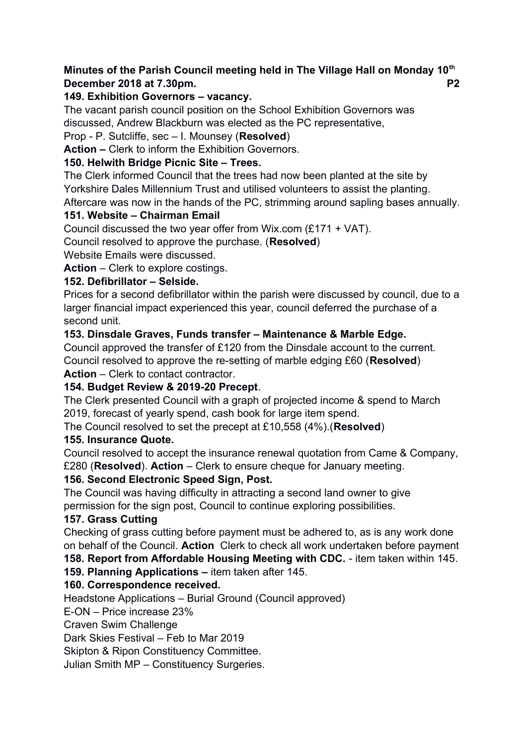**Minutes of the Parish Council meeting held in The Village Hall on Monday 10th December 2018 at 7.30pm.**

**149. Exhibition Governors – vacancy.**

The vacant parish council position on the School Exhibition Governors was discussed, Andrew Blackburn was elected as the PC representative,

Prop - P. Sutcliffe, sec – I. Mounsey (**Resolved**)

**Action –** Clerk to inform the Exhibition Governors.

**150. Helwith Bridge Picnic Site – Trees.**

The Clerk informed Council that the trees had now been planted at the site by Yorkshire Dales Millennium Trust and utilised volunteers to assist the planting. Aftercare was now in the hands of the PC, strimming around sapling bases annually.

**151. Website – Chairman Email**

Council discussed the two year offer from Wix.com (£171 + VAT).

Council resolved to approve the purchase. (**Resolved**)

Website Emails were discussed.

**Action** – Clerk to explore costings.

**152. Defibrillator – Selside.**

Prices for a second defibrillator within the parish were discussed by council, due to a larger financial impact experienced this year, council deferred the purchase of a second unit.

**153. Dinsdale Graves, Funds transfer – Maintenance & Marble Edge.**

Council approved the transfer of £120 from the Dinsdale account to the current. Council resolved to approve the re-setting of marble edging £60 (**Resolved**)

**Action** – Clerk to contact contractor.

**154. Budget Review & 2019-20 Precept**.

The Clerk presented Council with a graph of projected income & spend to March 2019, forecast of yearly spend, cash book for large item spend.

The Council resolved to set the precept at £10,558 (4%).(**Resolved**)

**155. Insurance Quote.**

Council resolved to accept the insurance renewal quotation from Came & Company, £280 (**Resolved**). **Action** – Clerk to ensure cheque for January meeting.

**156. Second Electronic Speed Sign, Post.**

The Council was having difficulty in attracting a second land owner to give permission for the sign post, Council to continue exploring possibilities.

**157. Grass Cutting**

Checking of grass cutting before payment must be adhered to, as is any work done on behalf of the Council. **Action** Clerk to check all work undertaken before payment

**158. Report from Affordable Housing Meeting with CDC.** - item taken within 145.

**159. Planning Applications –** item taken after 145.

**160. Correspondence received.**

Headstone Applications – Burial Ground (Council approved)

E-ON – Price increase 23%

Craven Swim Challenge

Dark Skies Festival – Feb to Mar 2019

Skipton & Ripon Constituency Committee.

Julian Smith MP – Constituency Surgeries.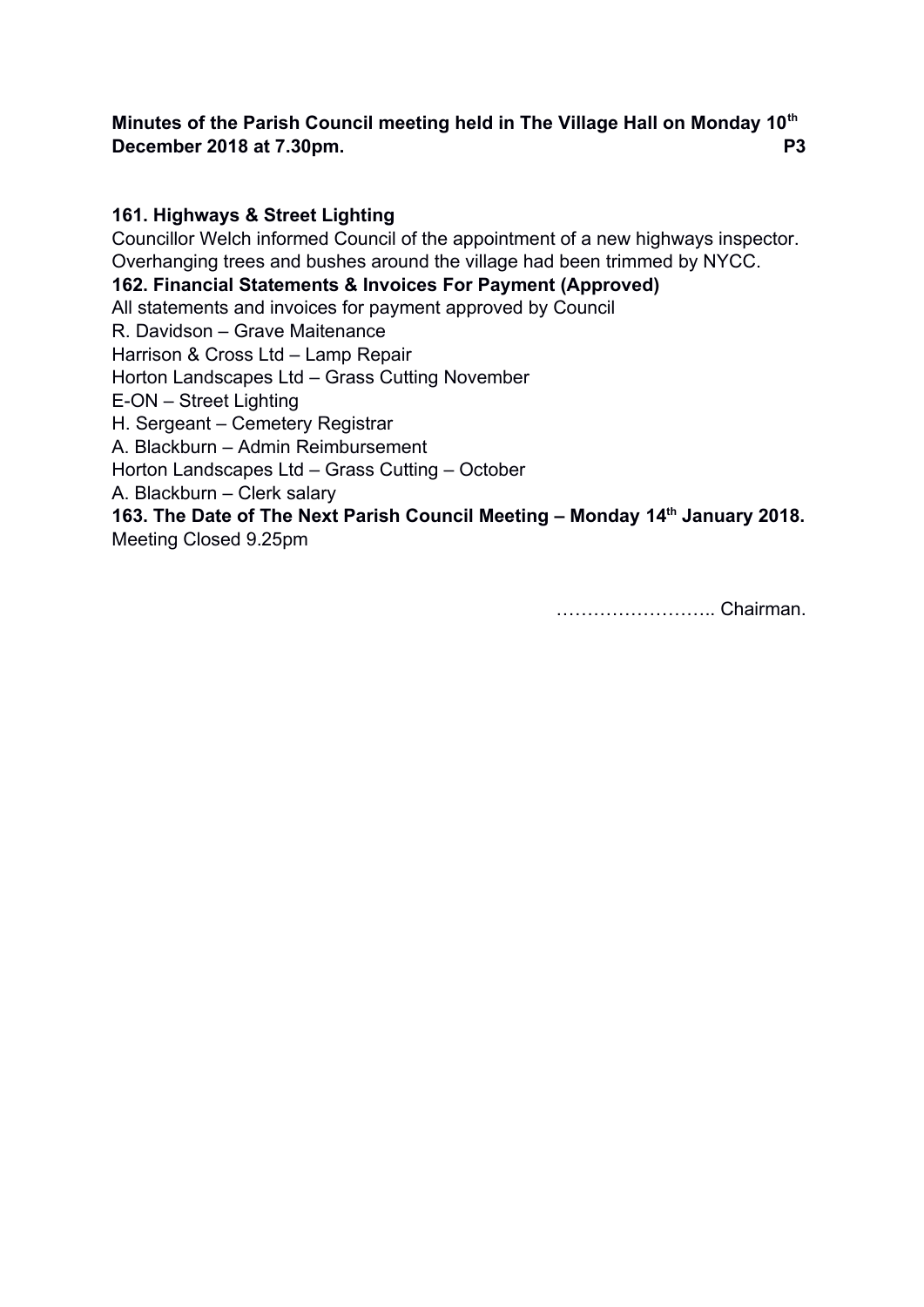**Minutes of the Parish Council meeting held in The Village Hall on Monday 10th December 2018 at 7.30pm.**

**161. Highways & Street Lighting**

Councillor Welch informed Council of the appointment of a new highways inspector. Overhanging trees and bushes around the village had been trimmed by NYCC.

**162. Financial Statements & Invoices For Payment (Approved)**

All statements and invoices for payment approved by Council

R. Davidson – Grave Maitenance
Harrison & Cross Ltd – Lamp Repair
Horton Landscapes Ltd – Grass Cutting November
E-ON – Street Lighting
H. Sergeant – Cemetery Registrar
A. Blackburn – Admin Reimbursement
Horton Landscapes Ltd – Grass Cutting – October
A. Blackburn – Clerk salary

**163. The Date of The Next Parish Council Meeting – Monday 14th January 2018.**

Meeting Closed 9.25pm

…………………….. Chairman.